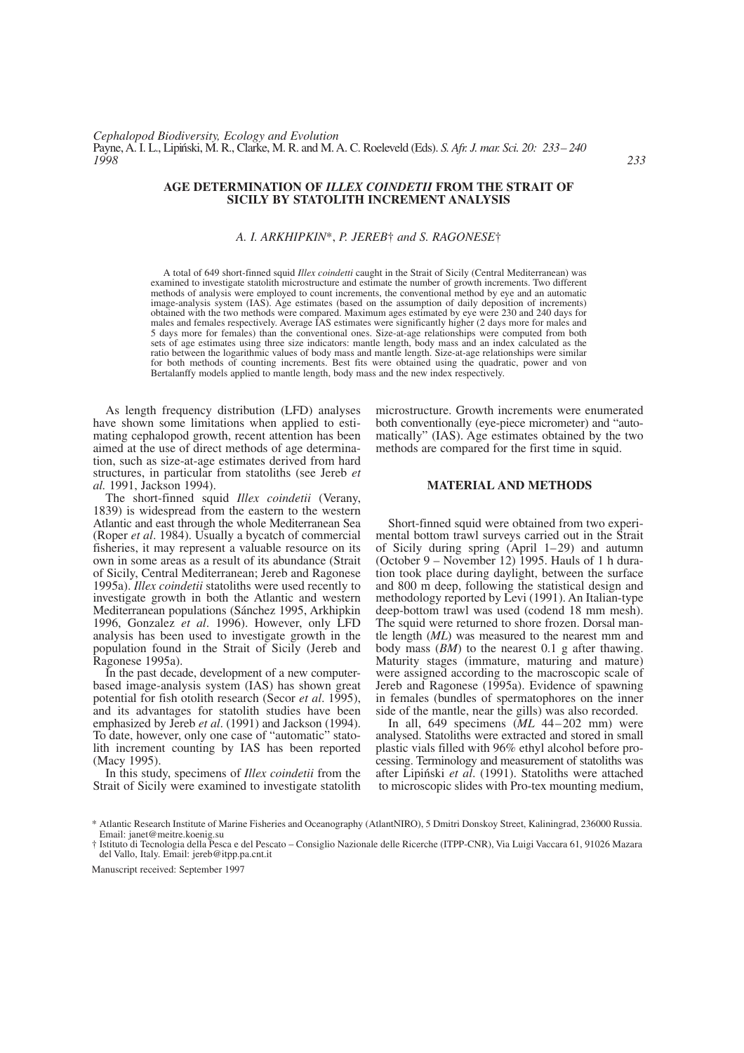*Cephalopod Biodiversity, Ecology and Evolution*
Payne, A. I. L., Lipiński, M. R., Clarke, M. R. and M. A. C. Roeleveld (Eds). *S. Afr. J. mar. Sci. 20: 233–240*
*1998*

# AGE DETERMINATION OF *ILLEX COINDETII* FROM THE STRAIT OF SICILY BY STATOLITH INCREMENT ANALYSIS

*A. I. ARKHIPKIN\*, P. JEREB† and S. RAGONESE†*

A total of 649 short-finned squid *Illex coindetti* caught in the Strait of Sicily (Central Mediterranean) was examined to investigate statolith microstructure and estimate the number of growth increments. Two different methods of analysis were employed to count increments, the conventional method by eye and an automatic image-analysis system (IAS). Age estimates (based on the assumption of daily deposition of increments) obtained with the two methods were compared. Maximum ages estimated by eye were 230 and 240 days for males and females respectively. Average IAS estimates were significantly higher (2 days more for males and 5 days more for females) than the conventional ones. Size-at-age relationships were computed from both sets of age estimates using three size indicators: mantle length, body mass and an index calculated as the ratio between the logarithmic values of body mass and mantle length. Size-at-age relationships were similar for both methods of counting increments. Best fits were obtained using the quadratic, power and von Bertalanffy models applied to mantle length, body mass and the new index respectively.

As length frequency distribution (LFD) analyses have shown some limitations when applied to estimating cephalopod growth, recent attention has been aimed at the use of direct methods of age determination, such as size-at-age estimates derived from hard structures, in particular from statoliths (see Jereb *et al.* 1991, Jackson 1994).

The short-finned squid *Illex coindetii* (Verany, 1839) is widespread from the eastern to the western Atlantic and east through the whole Mediterranean Sea (Roper *et al*. 1984). Usually a bycatch of commercial fisheries, it may represent a valuable resource on its own in some areas as a result of its abundance (Strait of Sicily, Central Mediterranean; Jereb and Ragonese 1995a). *Illex coindetii* statoliths were used recently to investigate growth in both the Atlantic and western Mediterranean populations (Sánchez 1995, Arkhipkin 1996, Gonzalez *et al*. 1996). However, only LFD analysis has been used to investigate growth in the population found in the Strait of Sicily (Jereb and Ragonese 1995a).

In the past decade, development of a new computer-based image-analysis system (IAS) has shown great potential for fish otolith research (Secor *et al*. 1995), and its advantages for statolith studies have been emphasized by Jereb *et al*. (1991) and Jackson (1994). To date, however, only one case of "automatic" statolith increment counting by IAS has been reported (Macy 1995).

In this study, specimens of *Illex coindetii* from the Strait of Sicily were examined to investigate statolith microstructure. Growth increments were enumerated both conventionally (eye-piece micrometer) and "automatically" (IAS). Age estimates obtained by the two methods are compared for the first time in squid.

## MATERIAL AND METHODS

Short-finned squid were obtained from two experimental bottom trawl surveys carried out in the Strait of Sicily during spring (April 1–29) and autumn (October 9 – November 12) 1995. Hauls of 1 h duration took place during daylight, between the surface and 800 m deep, following the statistical design and methodology reported by Levi (1991). An Italian-type deep-bottom trawl was used (codend 18 mm mesh). The squid were returned to shore frozen. Dorsal mantle length (*ML*) was measured to the nearest mm and body mass (*BM*) to the nearest 0.1 g after thawing. Maturity stages (immature, maturing and mature) were assigned according to the macroscopic scale of Jereb and Ragonese (1995a). Evidence of spawning in females (bundles of spermatophores on the inner side of the mantle, near the gills) was also recorded.

In all, 649 specimens (*ML* 44–202 mm) were analysed. Statoliths were extracted and stored in small plastic vials filled with 96% ethyl alcohol before processing. Terminology and measurement of statoliths was after Lipiński *et al*. (1991). Statoliths were attached to microscopic slides with Pro-tex mounting medium,

\* Atlantic Research Institute of Marine Fisheries and Oceanography (AtlantNIRO), 5 Dmitri Donskoy Street, Kaliningrad, 236000 Russia. Email: janet@meitre.koenig.su

† Istituto di Tecnologia della Pesca e del Pescato – Consiglio Nazionale delle Ricerche (ITPP-CNR), Via Luigi Vaccara 61, 91026 Mazara del Vallo, Italy. Email: jereb@itpp.pa.cnt.it

Manuscript received: September 1997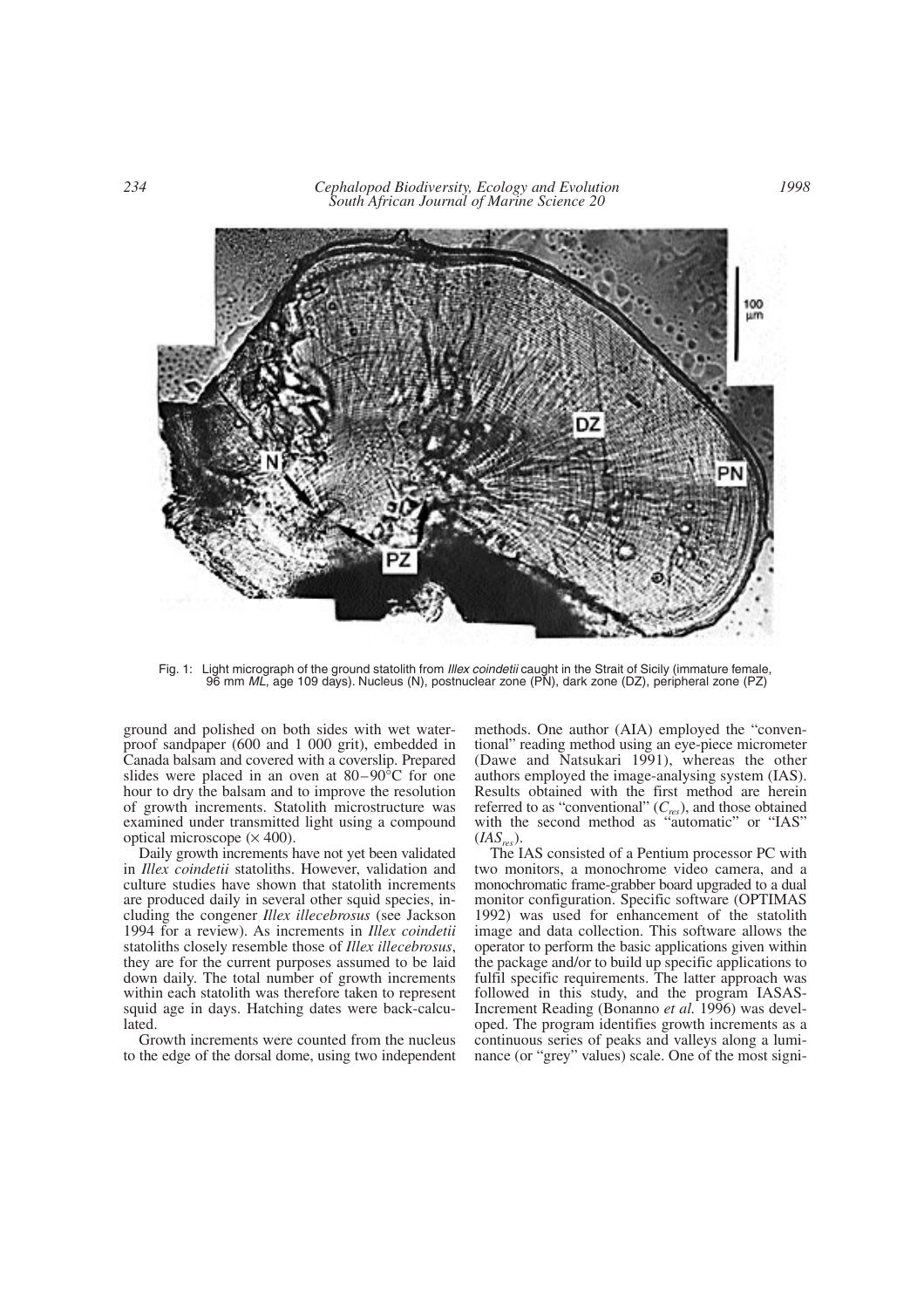Fig. 1: Light micrograph of the ground statolith from *Illex coindetii* caught in the Strait of Sicily (immature female, 96 mm *ML*, age 109 days). Nucleus (N), postnuclear zone (PN), dark zone (DZ), peripheral zone (PZ)

ground and polished on both sides with wet waterproof sandpaper (600 and 1 000 grit), embedded in Canada balsam and covered with a coverslip. Prepared slides were placed in an oven at 80–90°C for one hour to dry the balsam and to improve the resolution of growth increments. Statolith microstructure was examined under transmitted light using a compound optical microscope (× 400).

Daily growth increments have not yet been validated in *Illex coindetii* statoliths. However, validation and culture studies have shown that statolith increments are produced daily in several other squid species, including the congener *Illex illecebrosus* (see Jackson 1994 for a review). As increments in *Illex coindetii* statoliths closely resemble those of *Illex illecebrosus*, they are for the current purposes assumed to be laid down daily. The total number of growth increments within each statolith was therefore taken to represent squid age in days. Hatching dates were back-calculated.

Growth increments were counted from the nucleus to the edge of the dorsal dome, using two independent methods. One author (AIA) employed the "conventional" reading method using an eye-piece micrometer (Dawe and Natsukari 1991), whereas the other authors employed the image-analysing system (IAS). Results obtained with the first method are herein referred to as "conventional" ($C_{res}$), and those obtained with the second method as "automatic" or "IAS" ($IAS_{res}$).

The IAS consisted of a Pentium processor PC with two monitors, a monochrome video camera, and a monochromatic frame-grabber board upgraded to a dual monitor configuration. Specific software (OPTIMAS 1992) was used for enhancement of the statolith image and data collection. This software allows the operator to perform the basic applications given within the package and/or to build up specific applications to fulfil specific requirements. The latter approach was followed in this study, and the program IASAS-Increment Reading (Bonanno *et al.* 1996) was developed. The program identifies growth increments as a continuous series of peaks and valleys along a luminance (or "grey" values) scale. One of the most signi-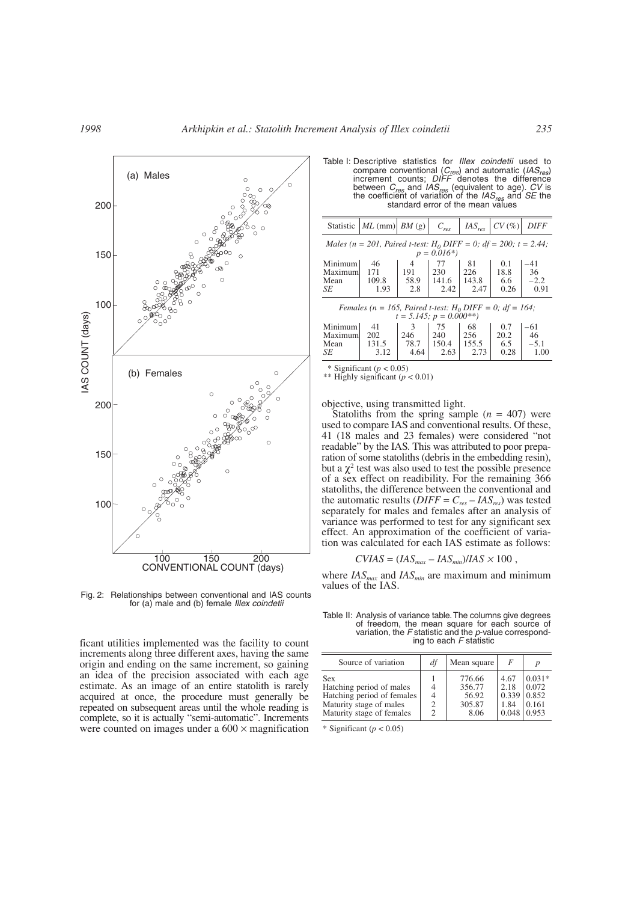Fig. 2: Relationships between conventional and IAS counts for (a) male and (b) female *Illex coindetii*

ficant utilities implemented was the facility to count increments along three different axes, having the same origin and ending on the same increment, so gaining an idea of the precision associated with each age estimate. As an image of an entire statolith is rarely acquired at once, the procedure must generally be repeated on subsequent areas until the whole reading is complete, so it is actually "semi-automatic". Increments were counted on images under a 600 × magnification objective, using transmitted light.

Statoliths from the spring sample ($n$ = 407) were used to compare IAS and conventional results. Of these, 41 (18 males and 23 females) were considered "not readable" by the IAS. This was attributed to poor preparation of some statoliths (debris in the embedding resin), but a $\chi^2$ test was also used to test the possible presence of a sex effect on readibility. For the remaining 366 statoliths, the difference between the conventional and the automatic results ($DIFF = C_{res} - IAS_{res}$) was tested separately for males and females after an analysis of variance was performed to test for any significant sex effect. An approximation of the coefficient of variation was calculated for each IAS estimate as follows:

$$CVIAS = (IAS_{max} - IAS_{min})/IAS \times 100 \ ,$$

where $IAS_{max}$ and $IAS_{min}$ are maximum and minimum values of the IAS.

Table I: Descriptive statistics for *Illex coindetii* used to compare conventional ($C_{res}$) and automatic ($IAS_{res}$) increment counts; *DIFF* denotes the difference between $C_{res}$ and $IAS_{res}$ (equivalent to age). *CV* is the coefficient of variation of the $IAS_{res}$ and *SE* the standard error of the mean values

| Statistic | *ML* (mm) | *BM* (g) | $C_{res}$ | $IAS_{res}$ | *CV* (%) | *DIFF* |
|---|---|---|---|---|---|---|
| *Males ($n$ = 201, Paired t-test: $H_0$ DIFF = 0; df = 200; t = 2.44; p = 0.016*)* | | | | | | |
| Minimum | 46 | 4 | 77 | 81 | 0.1 | −41 |
| Maximum | 171 | 191 | 230 | 226 | 18.8 | 36 |
| Mean | 109.8 | 58.9 | 141.6 | 143.8 | 6.6 | −2.2 |
| *SE* | 1.93 | 2.8 | 2.42 | 2.47 | 0.26 | 0.91 |
| *Females ($n$ = 165, Paired t-test: $H_0$ DIFF = 0; df = 164; t = 5.145; p = 0.000**)* | | | | | | |
| Minimum | 41 | 3 | 75 | 68 | 0.7 | −61 |
| Maximum | 202 | 246 | 240 | 256 | 20.2 | 46 |
| Mean | 131.5 | 78.7 | 150.4 | 155.5 | 6.5 | −5.1 |
| *SE* | 3.12 | 4.64 | 2.63 | 2.73 | 0.28 | 1.00 |

\* Significant ($p < 0.05$)
\*\* Highly significant ($p < 0.01$)

Table II: Analysis of variance table. The columns give degrees of freedom, the mean square for each source of variation, the *F* statistic and the *p*-value corresponding to each *F* statistic

| Source of variation | *df* | Mean square | *F* | *p* |
|---|---|---|---|---|
| Sex | 1 | 776.66 | 4.67 | 0.031* |
| Hatching period of males | 4 | 356.77 | 2.18 | 0.072 |
| Hatching period of females | 4 | 56.92 | 0.339 | 0.852 |
| Maturity stage of males | 2 | 305.87 | 1.84 | 0.161 |
| Maturity stage of females | 2 | 8.06 | 0.048 | 0.953 |

\* Significant ($p < 0.05$)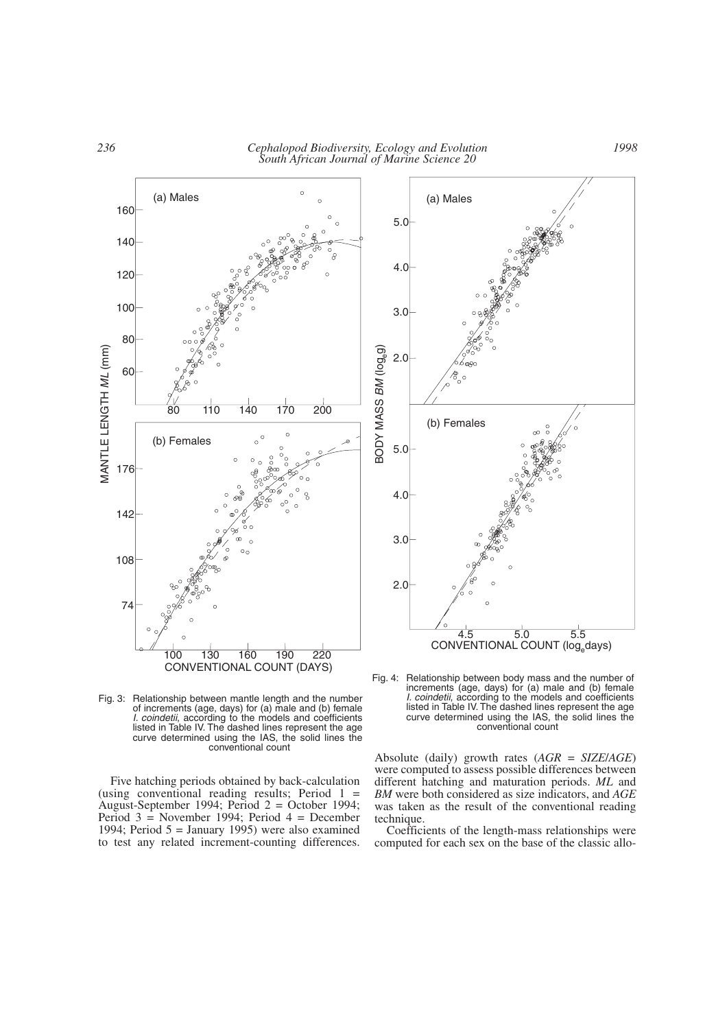Fig. 3: Relationship between mantle length and the number of increments (age, days) for (a) male and (b) female *I. coindetii*, according to the models and coefficients listed in Table IV. The dashed lines represent the age curve determined using the IAS, the solid lines the conventional count

Fig. 4: Relationship between body mass and the number of increments (age, days) for (a) male and (b) female *I. coindetii*, according to the models and coefficients listed in Table IV. The dashed lines represent the age curve determined using the IAS, the solid lines the conventional count

Five hatching periods obtained by back-calculation (using conventional reading results; Period 1 = August-September 1994; Period 2 = October 1994; Period 3 = November 1994; Period 4 = December 1994; Period 5 = January 1995) were also examined to test any related increment-counting differences.

Absolute (daily) growth rates (*AGR* = *SIZE*/*AGE*) were computed to assess possible differences between different hatching and maturation periods. *ML* and *BM* were both considered as size indicators, and *AGE* was taken as the result of the conventional reading technique.

Coefficients of the length-mass relationships were computed for each sex on the base of the classic allo-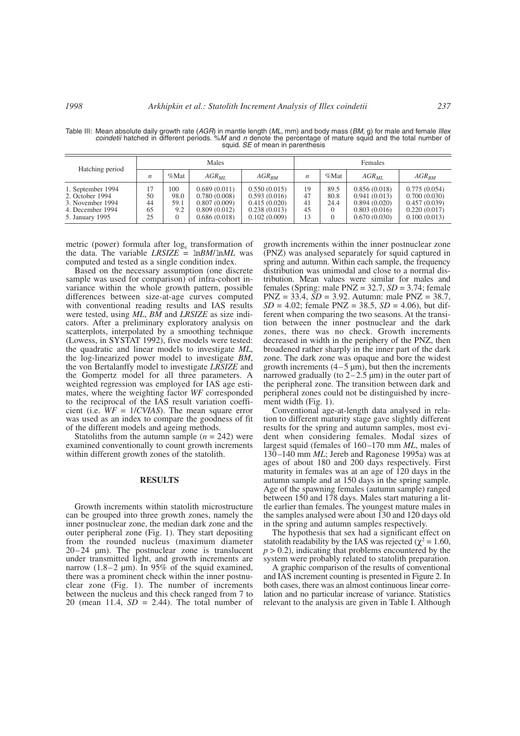Table III: Mean absolute daily growth rate (*AGR*) in mantle length (*ML*, mm) and body mass (*BM*, g) for male and female *Illex coindetii* hatched in different periods. %*M* and *n* denote the percentage of mature squid and the total number of squid. *SE* of mean in parenthesis

| Hatching period | Males | | | | Females | | | |
|---|---|---|---|---|---|---|---|---|
| | $n$ | %Mat | $AGR_{ML}$ | $AGR_{BM}$ | $n$ | %Mat | $AGR_{ML}$ | $AGR_{BM}$ |
| 1. September 1994 | 17 | 100 | 0.689 (0.011) | 0.550 (0.015) | 19 | 89.5 | 0.856 (0.018) | 0.775 (0.054) |
| 2. October 1994 | 50 | 98.0 | 0.780 (0.008) | 0.593 (0.016) | 47 | 80.8 | 0.941 (0.013) | 0.700 (0.030) |
| 3. November 1994 | 44 | 59.1 | 0.807 (0.009) | 0.415 (0.020) | 41 | 24.4 | 0.894 (0.020) | 0.457 (0.039) |
| 4. December 1994 | 65 | 9.2 | 0.809 (0.012) | 0.238 (0.013) | 45 | 0 | 0.803 (0.016) | 0.220 (0.017) |
| 5. January 1995 | 25 | 0 | 0.686 (0.018) | 0.102 (0.009) | 13 | 0 | 0.670 (0.030) | 0.100 (0.013) |

metric (power) formula after $\log_e$ transformation of the data. The variable $LRSIZE = \ln BM/\ln ML$ was computed and tested as a single condition index.

Based on the necessary assumption (one discrete sample was used for comparison) of infra-cohort invariance within the whole growth pattern, possible differences between size-at-age curves computed with conventional reading results and IAS results were tested, using *ML*, *BM* and *LRSIZE* as size indicators. After a preliminary exploratory analysis on scatterplots, interpolated by a smoothing technique (Lowess, in SYSTAT 1992), five models were tested: the quadratic and linear models to investigate *ML*, the log-linearized power model to investigate *BM*, the von Bertalanffy model to investigate *LRSIZE* and the Gompertz model for all three parameters. A weighted regression was employed for IAS age estimates, where the weighting factor *WF* corresponded to the reciprocal of the IAS result variation coefficient (i.e. $WF = 1/CVIAS$). The mean square error was used as an index to compare the goodness of fit of the different models and ageing methods.

Statoliths from the autumn sample ($n = 242$) were examined conventionally to count growth increments within different growth zones of the statolith.

## RESULTS

Growth increments within statolith microstructure can be grouped into three growth zones, namely the inner postnuclear zone, the median dark zone and the outer peripheral zone (Fig. 1). They start depositing from the rounded nucleus (maximum diameter 20–24 µm). The postnuclear zone is translucent under transmitted light, and growth increments are narrow (1.8–2 µm). In 95% of the squid examined, there was a prominent check within the inner postnuclear zone (Fig. 1). The number of increments between the nucleus and this check ranged from 7 to 20 (mean 11.4, $SD = 2.44$). The total number of growth increments within the inner postnuclear zone (PNZ) was analysed separately for squid captured in spring and autumn. Within each sample, the frequency distribution was unimodal and close to a normal distribution. Mean values were similar for males and females (Spring: male PNZ = 32.7, $SD = 3.74$; female PNZ = 33.4, $SD = 3.92$. Autumn: male PNZ = 38.7, $SD = 4.02$; female PNZ = 38.5, $SD = 4.06$), but different when comparing the two seasons. At the transition between the inner postnuclear and the dark zones, there was no check. Growth increments decreased in width in the periphery of the PNZ, then broadened rather sharply in the inner part of the dark zone. The dark zone was opaque and bore the widest growth increments (4–5 µm), but then the increments narrowed gradually (to 2–2.5 µm) in the outer part of the peripheral zone. The transition between dark and peripheral zones could not be distinguished by increment width (Fig. 1).

Conventional age-at-length data analysed in relation to different maturity stage gave slightly different results for the spring and autumn samples, most evident when considering females. Modal sizes of largest squid (females of 160–170 mm *ML*, males of 130–140 mm *ML*; Jereb and Ragonese 1995a) was at ages of about 180 and 200 days respectively. First maturity in females was at an age of 120 days in the autumn sample and at 150 days in the spring sample. Age of the spawning females (autumn sample) ranged between 150 and 178 days. Males start maturing a little earlier than females. The youngest mature males in the samples analysed were about 130 and 120 days old in the spring and autumn samples respectively.

The hypothesis that sex had a significant effect on statolith readability by the IAS was rejected ($\chi^2 = 1.60$, $p > 0.2$), indicating that problems encountered by the system were probably related to statolith preparation.

A graphic comparison of the results of conventional and IAS increment counting is presented in Figure 2. In both cases, there was an almost continuous linear correlation and no particular increase of variance. Statistics relevant to the analysis are given in Table I. Although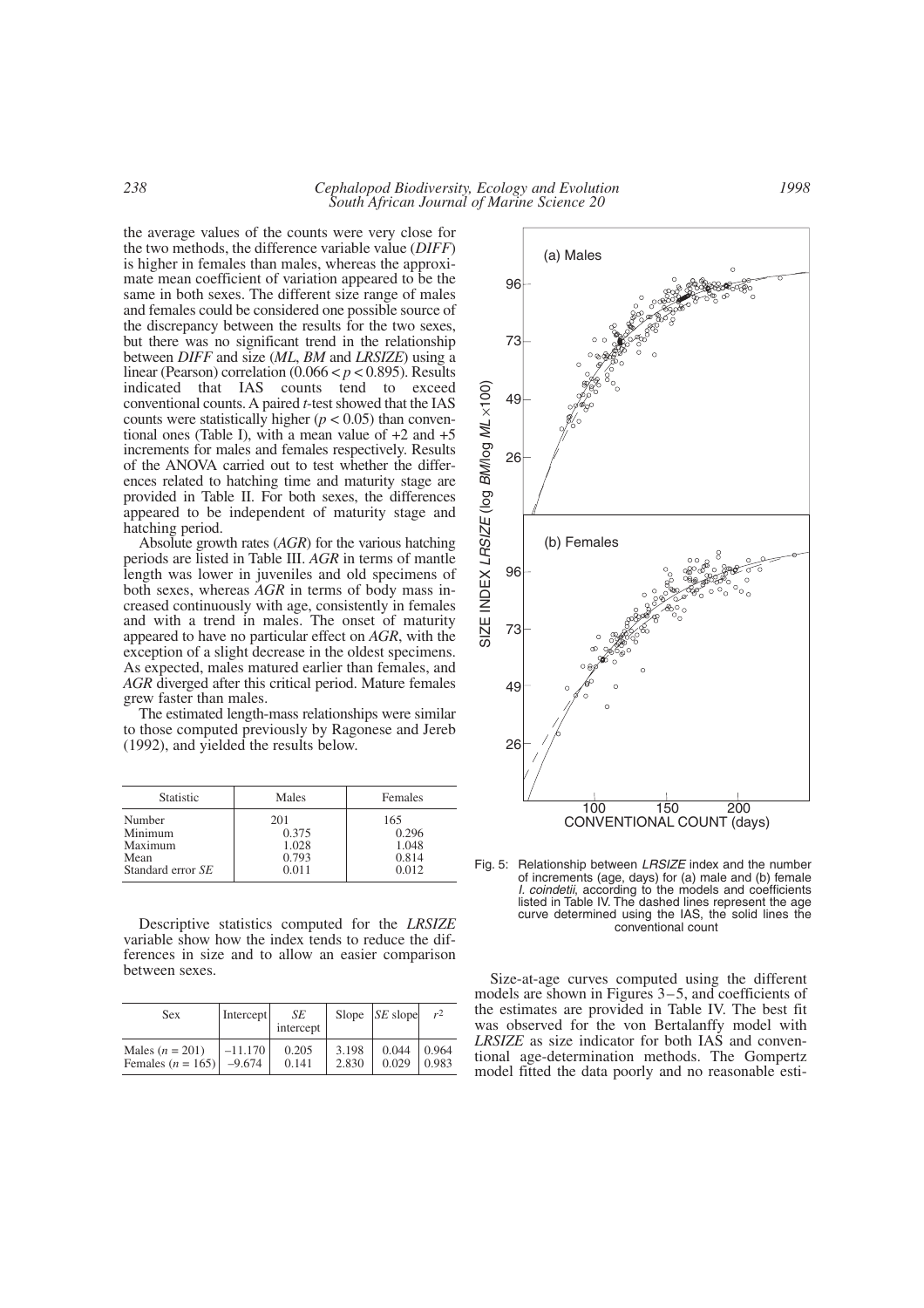the average values of the counts were very close for the two methods, the difference variable value (*DIFF*) is higher in females than males, whereas the approximate mean coefficient of variation appeared to be the same in both sexes. The different size range of males and females could be considered one possible source of the discrepancy between the results for the two sexes, but there was no significant trend in the relationship between *DIFF* and size (*ML*, *BM* and *LRSIZE*) using a linear (Pearson) correlation ($0.066 < p < 0.895$). Results indicated that IAS counts tend to exceed conventional counts. A paired *t*-test showed that the IAS counts were statistically higher ($p < 0.05$) than conventional ones (Table I), with a mean value of +2 and +5 increments for males and females respectively. Results of the ANOVA carried out to test whether the differences related to hatching time and maturity stage are provided in Table II. For both sexes, the differences appeared to be independent of maturity stage and hatching period.

Absolute growth rates (*AGR*) for the various hatching periods are listed in Table III. *AGR* in terms of mantle length was lower in juveniles and old specimens of both sexes, whereas *AGR* in terms of body mass increased continuously with age, consistently in females and with a trend in males. The onset of maturity appeared to have no particular effect on *AGR*, with the exception of a slight decrease in the oldest specimens. As expected, males matured earlier than females, and *AGR* diverged after this critical period. Mature females grew faster than males.

The estimated length-mass relationships were similar to those computed previously by Ragonese and Jereb (1992), and yielded the results below.

| Statistic | Males | Females |
|---|---|---|
| Number | 201 | 165 |
| Minimum | 0.375 | 0.296 |
| Maximum | 1.028 | 1.048 |
| Mean | 0.793 | 0.814 |
| Standard error *SE* | 0.011 | 0.012 |

Descriptive statistics computed for the *LRSIZE* variable show how the index tends to reduce the differences in size and to allow an easier comparison between sexes.

| Sex | Intercept | *SE* intercept | Slope | *SE* slope | $r^2$ |
|---|---|---|---|---|---|
| Males ($n$ = 201) | –11.170 | 0.205 | 3.198 | 0.044 | 0.964 |
| Females ($n$ = 165) | –9.674 | 0.141 | 2.830 | 0.029 | 0.983 |

Fig. 5: Relationship between *LRSIZE* index and the number of increments (age, days) for (a) male and (b) female *I. coindetii*, according to the models and coefficients listed in Table IV. The dashed lines represent the age curve determined using the IAS, the solid lines the conventional count

Size-at-age curves computed using the different models are shown in Figures 3–5, and coefficients of the estimates are provided in Table IV. The best fit was observed for the von Bertalanffy model with *LRSIZE* as size indicator for both IAS and conventional age-determination methods. The Gompertz model fitted the data poorly and no reasonable esti-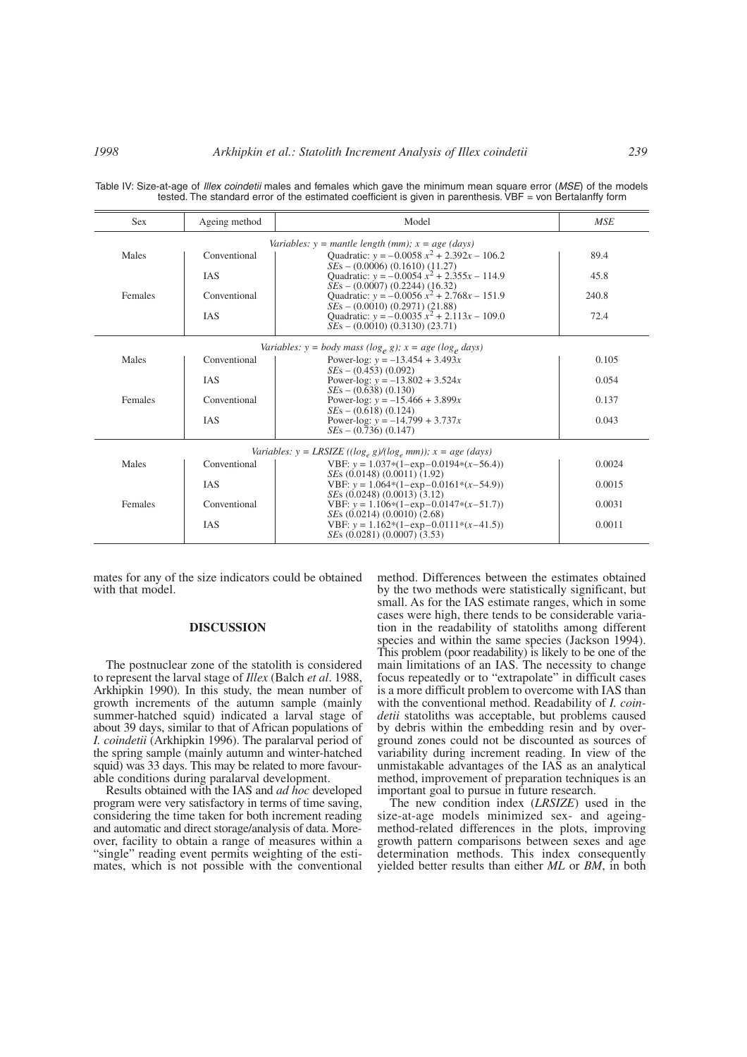Table IV: Size-at-age of *Illex coindetii* males and females which gave the minimum mean square error (*MSE*) of the models tested. The standard error of the estimated coefficient is given in parenthesis. VBF = von Bertalanffy form

| Sex | Ageing method | Model | *MSE* |
|---|---|---|---|
| | | *Variables: y = mantle length (mm); x = age (days)* | |
| Males | Conventional | Quadratic: $y = -0.0058\,x^2 + 2.392x - 106.2$ <br> *SE*s – (0.0006) (0.1610) (11.27) | 89.4 |
| | IAS | Quadratic: $y = -0.0054\,x^2 + 2.355x - 114.9$ <br> *SE*s – (0.0007) (0.2244) (16.32) | 45.8 |
| Females | Conventional | Quadratic: $y = -0.0056\,x^2 + 2.768x - 151.9$ <br> *SE*s – (0.0010) (0.2971) (21.88) | 240.8 |
| | IAS | Quadratic: $y = -0.0035\,x^2 + 2.113x - 109.0$ <br> *SE*s – (0.0010) (0.3130) (23.71) | 72.4 |
| | | *Variables: y = body mass ($\log_e$ g); x = age ($\log_e$ days)* | |
| Males | Conventional | Power-log: $y = -13.454 + 3.493x$ <br> *SE*s – (0.453) (0.092) | 0.105 |
| | IAS | Power-log: $y = -13.802 + 3.524x$ <br> *SE*s – (0.638) (0.130) | 0.054 |
| Females | Conventional | Power-log: $y = -15.466 + 3.899x$ <br> *SE*s – (0.618) (0.124) | 0.137 |
| | IAS | Power-log: $y = -14.799 + 3.737x$ <br> *SE*s – (0.736) (0.147) | 0.043 |
| | | *Variables: y = LRSIZE (($\log_e$ g)/($\log_e$ mm)); x = age (days)* | |
| Males | Conventional | VBF: $y = 1.037*(1-\exp-0.0194*(x-56.4))$ <br> *SE*s (0.0148) (0.0011) (1.92) | 0.0024 |
| | IAS | VBF: $y = 1.064*(1-\exp-0.0161*(x-54.9))$ <br> *SE*s (0.0248) (0.0013) (3.12) | 0.0015 |
| Females | Conventional | VBF: $y = 1.106*(1-\exp-0.0147*(x-51.7))$ <br> *SE*s (0.0214) (0.0010) (2.68) | 0.0031 |
| | IAS | VBF: $y = 1.162*(1-\exp-0.0111*(x-41.5))$ <br> *SE*s (0.0281) (0.0007) (3.53) | 0.0011 |

mates for any of the size indicators could be obtained with that model.

## DISCUSSION

The postnuclear zone of the statolith is considered to represent the larval stage of *Illex* (Balch *et al*. 1988, Arkhipkin 1990). In this study, the mean number of growth increments of the autumn sample (mainly summer-hatched squid) indicated a larval stage of about 39 days, similar to that of African populations of *I. coindetii* (Arkhipkin 1996). The paralarval period of the spring sample (mainly autumn and winter-hatched squid) was 33 days. This may be related to more favourable conditions during paralarval development.

Results obtained with the IAS and *ad hoc* developed program were very satisfactory in terms of time saving, considering the time taken for both increment reading and automatic and direct storage/analysis of data. Moreover, facility to obtain a range of measures within a "single" reading event permits weighting of the estimates, which is not possible with the conventional method. Differences between the estimates obtained by the two methods were statistically significant, but small. As for the IAS estimate ranges, which in some cases were high, there tends to be considerable variation in the readability of statoliths among different species and within the same species (Jackson 1994). This problem (poor readability) is likely to be one of the main limitations of an IAS. The necessity to change focus repeatedly or to "extrapolate" in difficult cases is a more difficult problem to overcome with IAS than with the conventional method. Readability of *I. coindetii* statoliths was acceptable, but problems caused by debris within the embedding resin and by overground zones could not be discounted as sources of variability during increment reading. In view of the unmistakable advantages of the IAS as an analytical method, improvement of preparation techniques is an important goal to pursue in future research.

The new condition index (*LRSIZE*) used in the size-at-age models minimized sex- and ageing-method-related differences in the plots, improving growth pattern comparisons between sexes and age determination methods. This index consequently yielded better results than either *ML* or *BM*, in both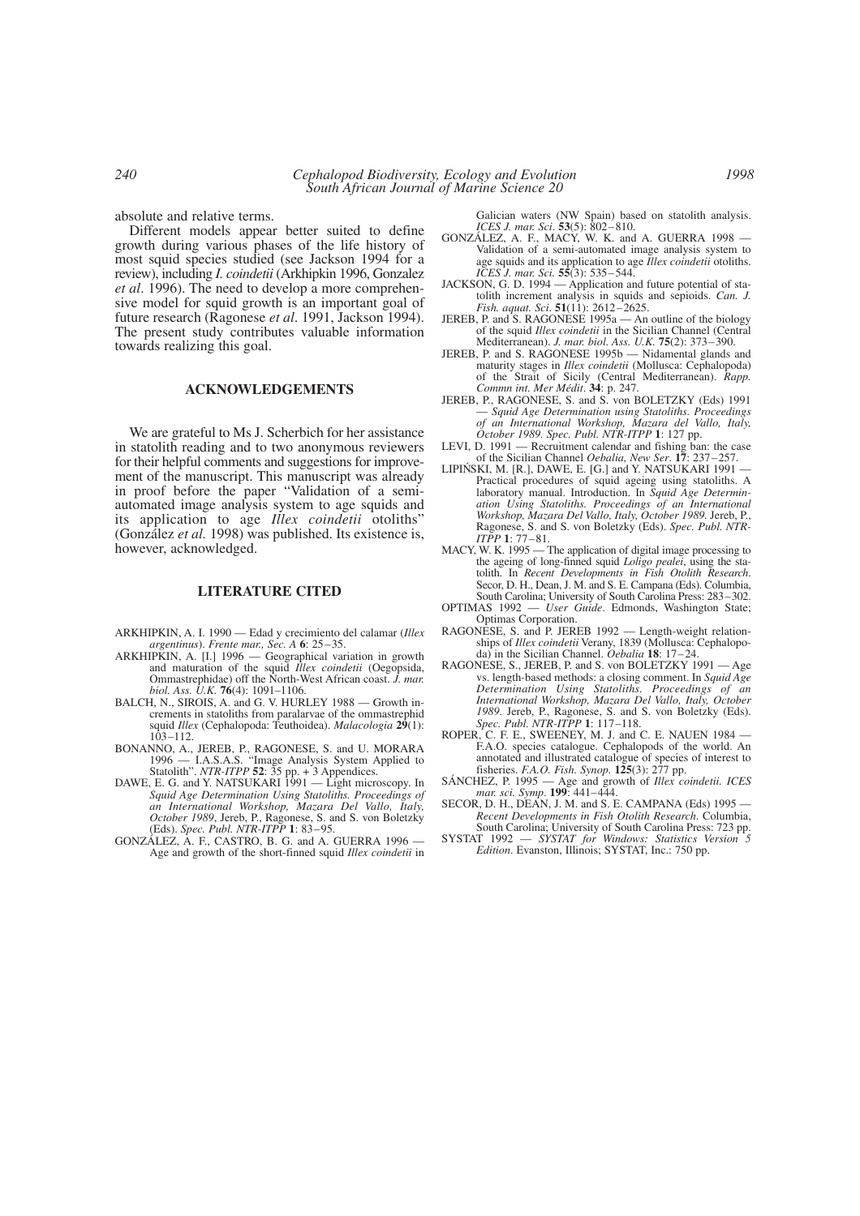absolute and relative terms.

Different models appear better suited to define growth during various phases of the life history of most squid species studied (see Jackson 1994 for a review), including *I. coindetii* (Arkhipkin 1996, Gonzalez *et al*. 1996). The need to develop a more comprehensive model for squid growth is an important goal of future research (Ragonese *et al*. 1991, Jackson 1994). The present study contributes valuable information towards realizing this goal.

## ACKNOWLEDGEMENTS

We are grateful to Ms J. Scherbich for her assistance in statolith reading and to two anonymous reviewers for their helpful comments and suggestions for improvement of the manuscript. This manuscript was already in proof before the paper "Validation of a semi-automated image analysis system to age squids and its application to age *Illex coindetii* otoliths" (González *et al.* 1998) was published. Its existence is, however, acknowledged.

## LITERATURE CITED

ARKHIPKIN, A. I. 1990 — Edad y crecimiento del calamar (*Illex argentinus*). *Frente mar., Sec. A* **6**: 25–35.

ARKHIPKIN, A. [I.] 1996 — Geographical variation in growth and maturation of the squid *Illex coindetii* (Oegopsida, Ommastrephidae) off the North-West African coast. *J. mar. biol. Ass. U.K.* **76**(4): 1091–1106.

BALCH, N., SIROIS, A. and G. V. HURLEY 1988 — Growth increments in statoliths from paralarvae of the ommastrephid squid *Illex* (Cephalopoda: Teuthoidea). *Malacologia* **29**(1): 103–112.

BONANNO, A., JEREB, P., RAGONESE, S. and U. MORARA 1996 — I.A.S.A.S. "Image Analysis System Applied to Statolith". *NTR-ITPP* **52**: 35 pp. + 3 Appendices.

DAWE, E. G. and Y. NATSUKARI 1991 — Light microscopy. In *Squid Age Determination Using Statoliths. Proceedings of an International Workshop, Mazara Del Vallo, Italy, October 1989*, Jereb, P., Ragonese, S. and S. von Boletzky (Eds). *Spec. Publ. NTR-ITPP* **1**: 83–95.

GONZÁLEZ, A. F., CASTRO, B. G. and A. GUERRA 1996 — Age and growth of the short-finned squid *Illex coindetii* in Galician waters (NW Spain) based on statolith analysis. *ICES J. mar. Sci*. **53**(5): 802–810.

GONZÁLEZ, A. F., MACY, W. K. and A. GUERRA 1998 — Validation of a semi-automated image analysis system to age squids and its application to age *Illex coindetii* otoliths. *ICES J. mar. Sci.* **55**(3): 535–544.

JACKSON, G. D. 1994 — Application and future potential of statolith increment analysis in squids and sepioids. *Can. J. Fish. aquat. Sci.* **51**(11): 2612–2625.

JEREB, P. and S. RAGONESE 1995a — An outline of the biology of the squid *Illex coindetii* in the Sicilian Channel (Central Mediterranean). *J. mar. biol. Ass. U.K.* **75**(2): 373–390.

JEREB, P. and S. RAGONESE 1995b — Nidamental glands and maturity stages in *Illex coindetii* (Mollusca: Cephalopoda) of the Strait of Sicily (Central Mediterranean). *Rapp. Commn int. Mer Médit*. **34**: p. 247.

JEREB, P., RAGONESE, S. and S. von BOLETZKY (Eds) 1991 — *Squid Age Determination using Statoliths. Proceedings of an International Workshop, Mazara del Vallo, Italy, October 1989. Spec. Publ. NTR-ITPP* **1**: 127 pp.

LEVI, D. 1991 — Recruitment calendar and fishing ban: the case of the Sicilian Channel *Oebalia, New Ser*. **17**: 237–257.

LIPIŃSKI, M. [R.], DAWE, E. [G.] and Y. NATSUKARI 1991 — Practical procedures of squid ageing using statoliths. A laboratory manual. Introduction. In *Squid Age Determination Using Statoliths. Proceedings of an International Workshop, Mazara Del Vallo, Italy, October 1989*. Jereb, P., Ragonese, S. and S. von Boletzky (Eds). *Spec. Publ. NTR-ITPP* **1**: 77–81.

MACY, W. K. 1995 — The application of digital image processing to the ageing of long-finned squid *Loligo pealei*, using the statolith. In *Recent Developments in Fish Otolith Research*. Secor, D. H., Dean, J. M. and S. E. Campana (Eds). Columbia, South Carolina; University of South Carolina Press: 283–302.

OPTIMAS 1992 — *User Guide*. Edmonds, Washington State; Optimas Corporation.

RAGONESE, S. and P. JEREB 1992 — Length-weight relationships of *Illex coindetii* Verany, 1839 (Mollusca: Cephalopoda) in the Sicilian Channel. *Oebalia* **18**: 17–24.

RAGONESE, S., JEREB, P. and S. von BOLETZKY 1991 — Age vs. length-based methods: a closing comment. In *Squid Age Determination Using Statoliths. Proceedings of an International Workshop, Mazara Del Vallo, Italy, October 1989*. Jereb, P., Ragonese, S. and S. von Boletzky (Eds). *Spec. Publ. NTR-ITPP* **1**: 117–118.

ROPER, C. F. E., SWEENEY, M. J. and C. E. NAUEN 1984 — F.A.O. species catalogue. Cephalopods of the world. An annotated and illustrated catalogue of species of interest to fisheries. *F.A.O. Fish. Synop.* **125**(3): 277 pp.

SÁNCHEZ, P. 1995 — Age and growth of *Illex coindetii. ICES mar. sci. Symp*. **199**: 441–444.

SECOR, D. H., DEAN, J. M. and S. E. CAMPANA (Eds) 1995 — *Recent Developments in Fish Otolith Research*. Columbia, South Carolina; University of South Carolina Press: 723 pp.

SYSTAT 1992 — *SYSTAT for Windows: Statistics Version 5 Edition*. Evanston, Illinois; SYSTAT, Inc.: 750 pp.